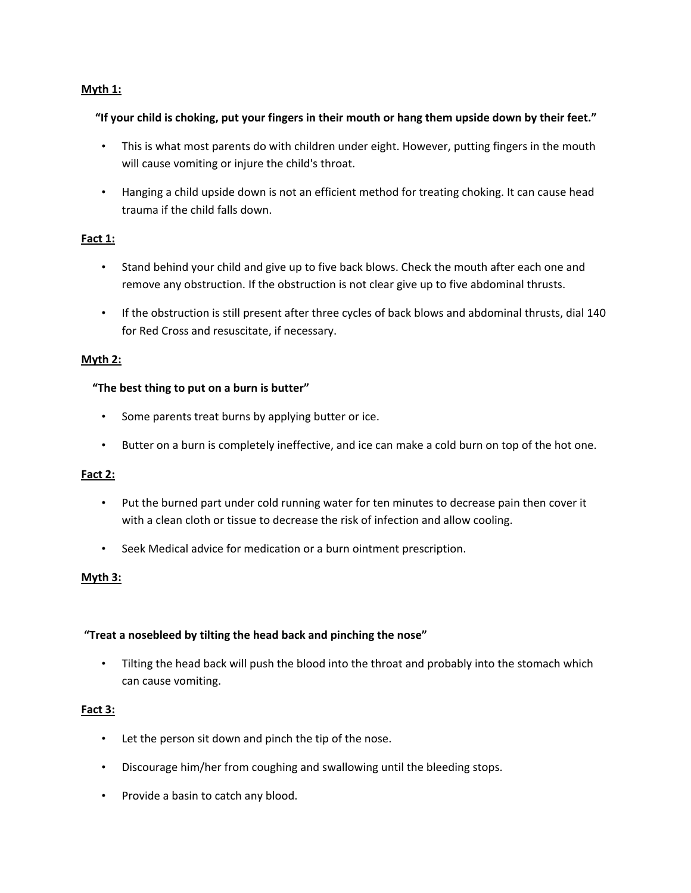**<u>Myth 1:</u>**

**"If your child is choking, put your fingers in their mouth or hang them upside down by their feet."**

- This is what most parents do with children under eight. However, putting fingers in the mouth will cause vomiting or injure the child's throat.
- Hanging a child upside down is not an efficient method for treating choking. It can cause head trauma if the child falls down.

**<u>Fact 1:</u>**

- Stand behind your child and give up to five back blows. Check the mouth after each one and remove any obstruction. If the obstruction is not clear give up to five abdominal thrusts.
- If the obstruction is still present after three cycles of back blows and abdominal thrusts, dial 140 for Red Cross and resuscitate, if necessary.

**<u>Myth 2:</u>**

**"The best thing to put on a burn is butter"**

- Some parents treat burns by applying butter or ice.
- Butter on a burn is completely ineffective, and ice can make a cold burn on top of the hot one.

**<u>Fact 2:</u>**

- Put the burned part under cold running water for ten minutes to decrease pain then cover it with a clean cloth or tissue to decrease the risk of infection and allow cooling.
- Seek Medical advice for medication or a burn ointment prescription.

**<u>Myth 3:</u>**

**"Treat a nosebleed by tilting the head back and pinching the nose"**

- Tilting the head back will push the blood into the throat and probably into the stomach which can cause vomiting.

**<u>Fact 3:</u>**

- Let the person sit down and pinch the tip of the nose.
- Discourage him/her from coughing and swallowing until the bleeding stops.
- Provide a basin to catch any blood.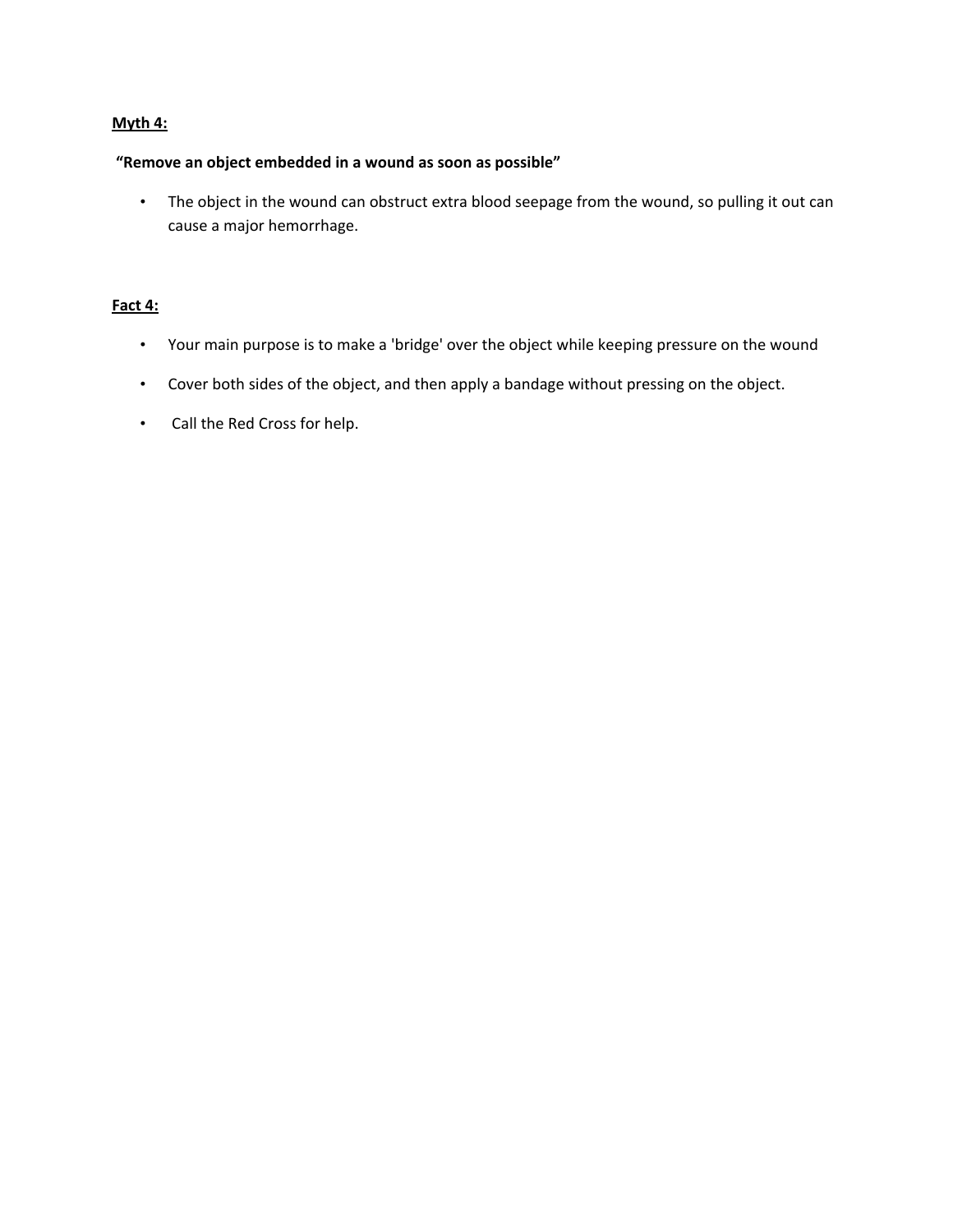**Myth 4:**

**"Remove an object embedded in a wound as soon as possible"**

- The object in the wound can obstruct extra blood seepage from the wound, so pulling it out can cause a major hemorrhage.

**Fact 4:**

- Your main purpose is to make a 'bridge' over the object while keeping pressure on the wound
- Cover both sides of the object, and then apply a bandage without pressing on the object.
- Call the Red Cross for help.